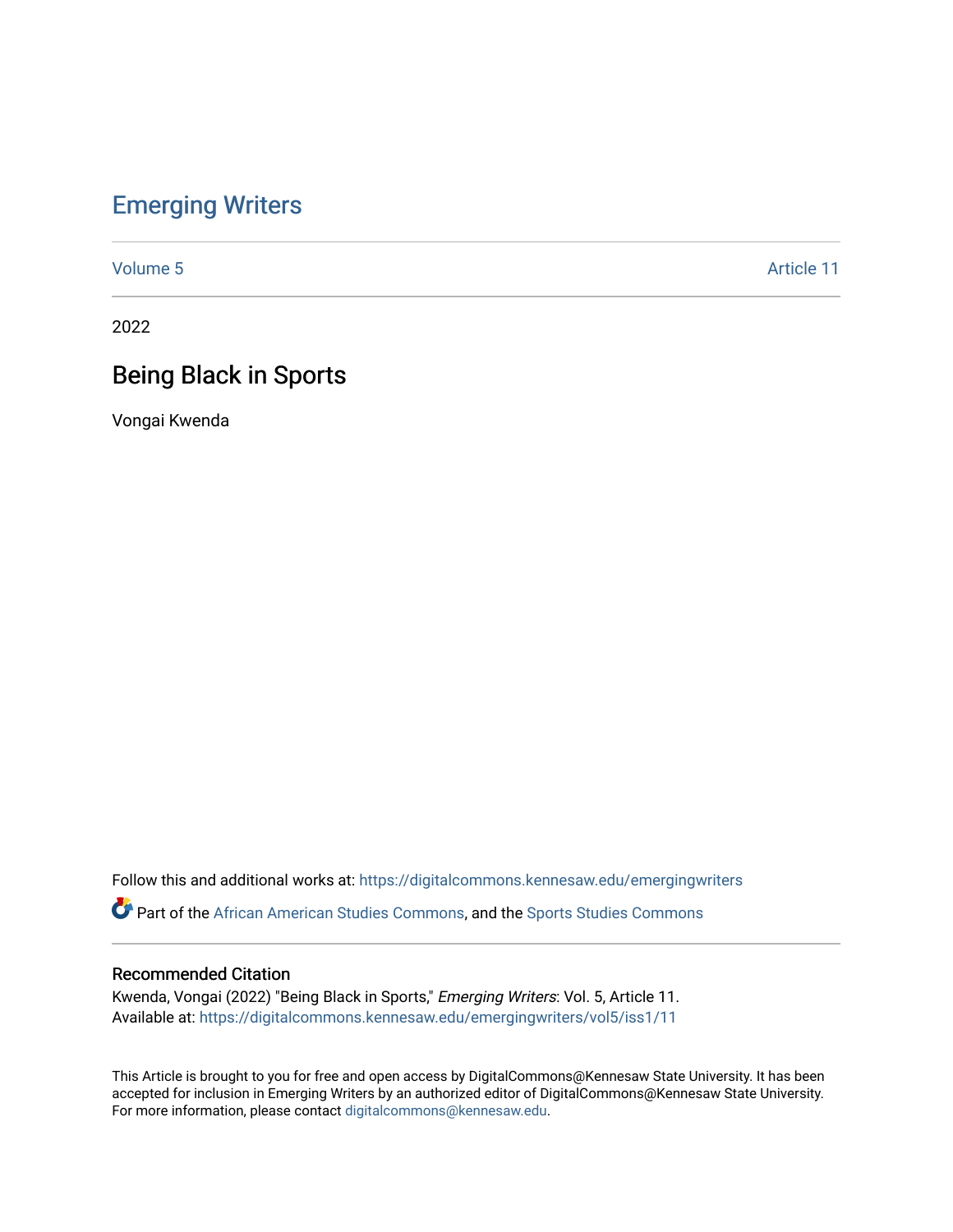# Emerging Writers

Volume 5 | Article 11

2022

## Being Black in Sports

Vongai Kwenda

Follow this and additional works at: https://digitalcommons.kennesaw.edu/emergingwriters

Part of the African American Studies Commons, and the Sports Studies Commons

### Recommended Citation

Kwenda, Vongai (2022) "Being Black in Sports," *Emerging Writers*: Vol. 5, Article 11.
Available at: https://digitalcommons.kennesaw.edu/emergingwriters/vol5/iss1/11

This Article is brought to you for free and open access by DigitalCommons@Kennesaw State University. It has been accepted for inclusion in Emerging Writers by an authorized editor of DigitalCommons@Kennesaw State University. For more information, please contact digitalcommons@kennesaw.edu.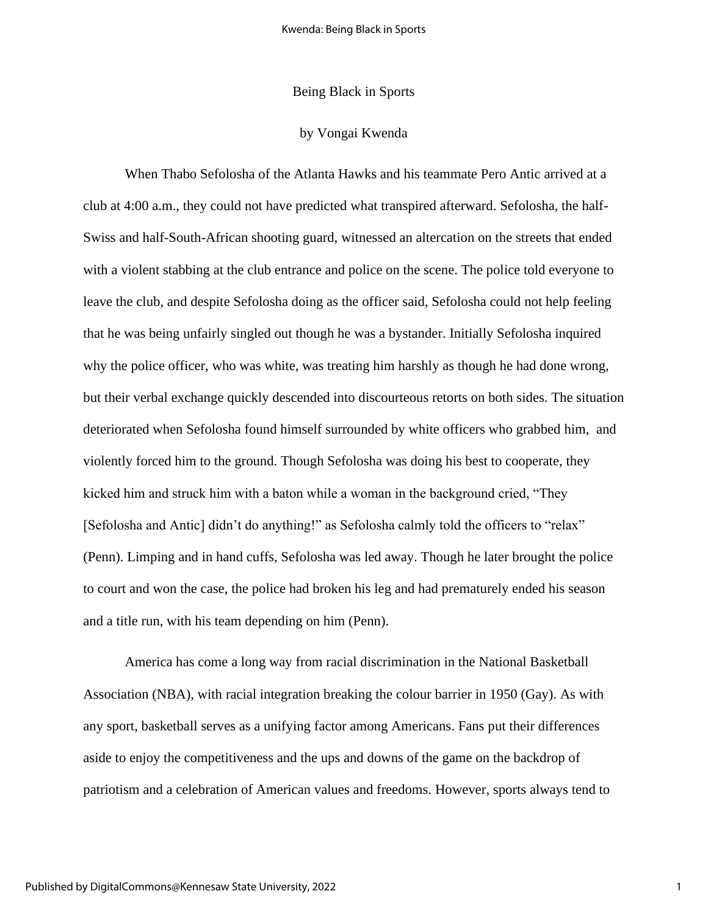Being Black in Sports

by Vongai Kwenda

When Thabo Sefolosha of the Atlanta Hawks and his teammate Pero Antic arrived at a club at 4:00 a.m., they could not have predicted what transpired afterward. Sefolosha, the half-Swiss and half-South-African shooting guard, witnessed an altercation on the streets that ended with a violent stabbing at the club entrance and police on the scene. The police told everyone to leave the club, and despite Sefolosha doing as the officer said, Sefolosha could not help feeling that he was being unfairly singled out though he was a bystander. Initially Sefolosha inquired why the police officer, who was white, was treating him harshly as though he had done wrong, but their verbal exchange quickly descended into discourteous retorts on both sides. The situation deteriorated when Sefolosha found himself surrounded by white officers who grabbed him, and violently forced him to the ground. Though Sefolosha was doing his best to cooperate, they kicked him and struck him with a baton while a woman in the background cried, "They [Sefolosha and Antic] didn't do anything!" as Sefolosha calmly told the officers to "relax" (Penn). Limping and in hand cuffs, Sefolosha was led away. Though he later brought the police to court and won the case, the police had broken his leg and had prematurely ended his season and a title run, with his team depending on him (Penn).

America has come a long way from racial discrimination in the National Basketball Association (NBA), with racial integration breaking the colour barrier in 1950 (Gay). As with any sport, basketball serves as a unifying factor among Americans. Fans put their differences aside to enjoy the competitiveness and the ups and downs of the game on the backdrop of patriotism and a celebration of American values and freedoms. However, sports always tend to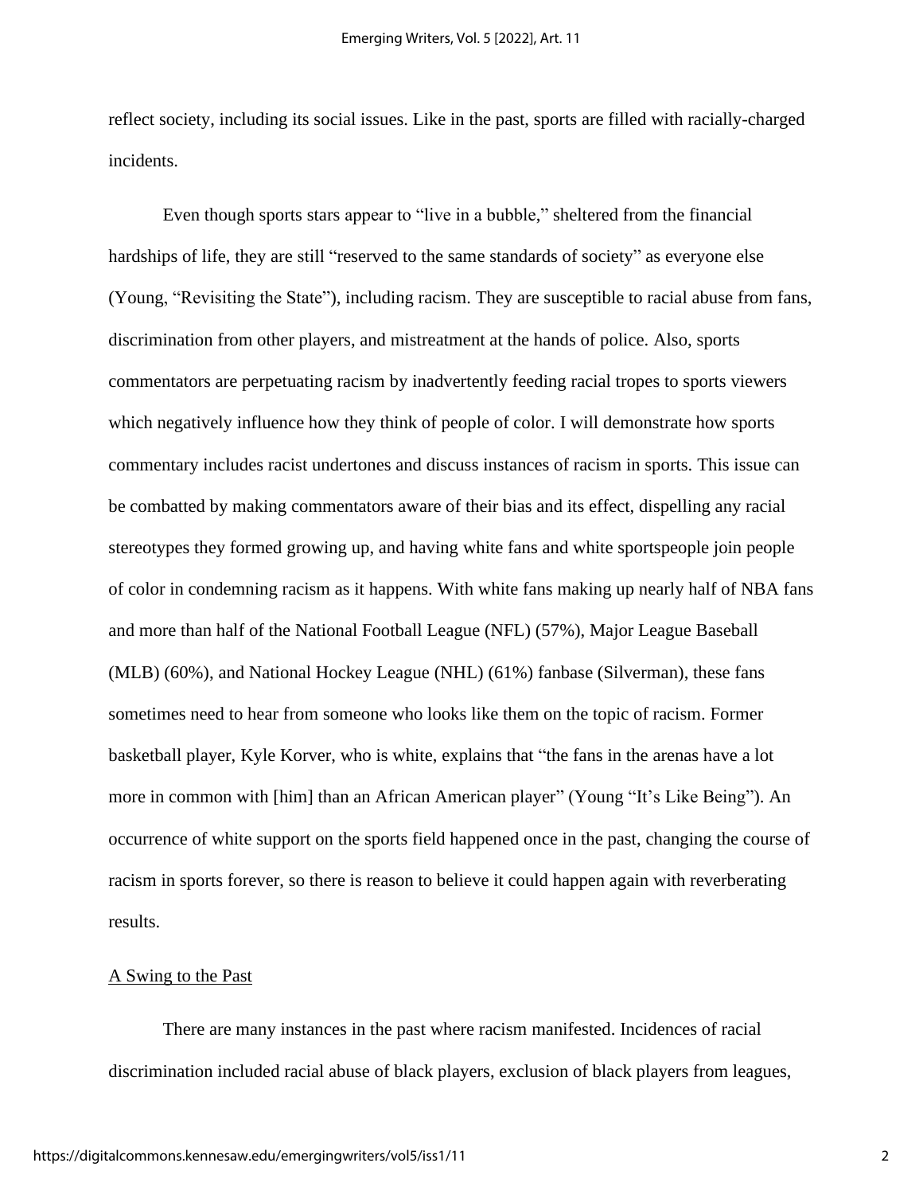reflect society, including its social issues. Like in the past, sports are filled with racially-charged incidents.

Even though sports stars appear to "live in a bubble," sheltered from the financial hardships of life, they are still "reserved to the same standards of society" as everyone else (Young, "Revisiting the State"), including racism. They are susceptible to racial abuse from fans, discrimination from other players, and mistreatment at the hands of police. Also, sports commentators are perpetuating racism by inadvertently feeding racial tropes to sports viewers which negatively influence how they think of people of color. I will demonstrate how sports commentary includes racist undertones and discuss instances of racism in sports. This issue can be combatted by making commentators aware of their bias and its effect, dispelling any racial stereotypes they formed growing up, and having white fans and white sportspeople join people of color in condemning racism as it happens. With white fans making up nearly half of NBA fans and more than half of the National Football League (NFL) (57%), Major League Baseball (MLB) (60%), and National Hockey League (NHL) (61%) fanbase (Silverman), these fans sometimes need to hear from someone who looks like them on the topic of racism. Former basketball player, Kyle Korver, who is white, explains that "the fans in the arenas have a lot more in common with [him] than an African American player" (Young "It's Like Being"). An occurrence of white support on the sports field happened once in the past, changing the course of racism in sports forever, so there is reason to believe it could happen again with reverberating results.

## A Swing to the Past

There are many instances in the past where racism manifested. Incidences of racial discrimination included racial abuse of black players, exclusion of black players from leagues,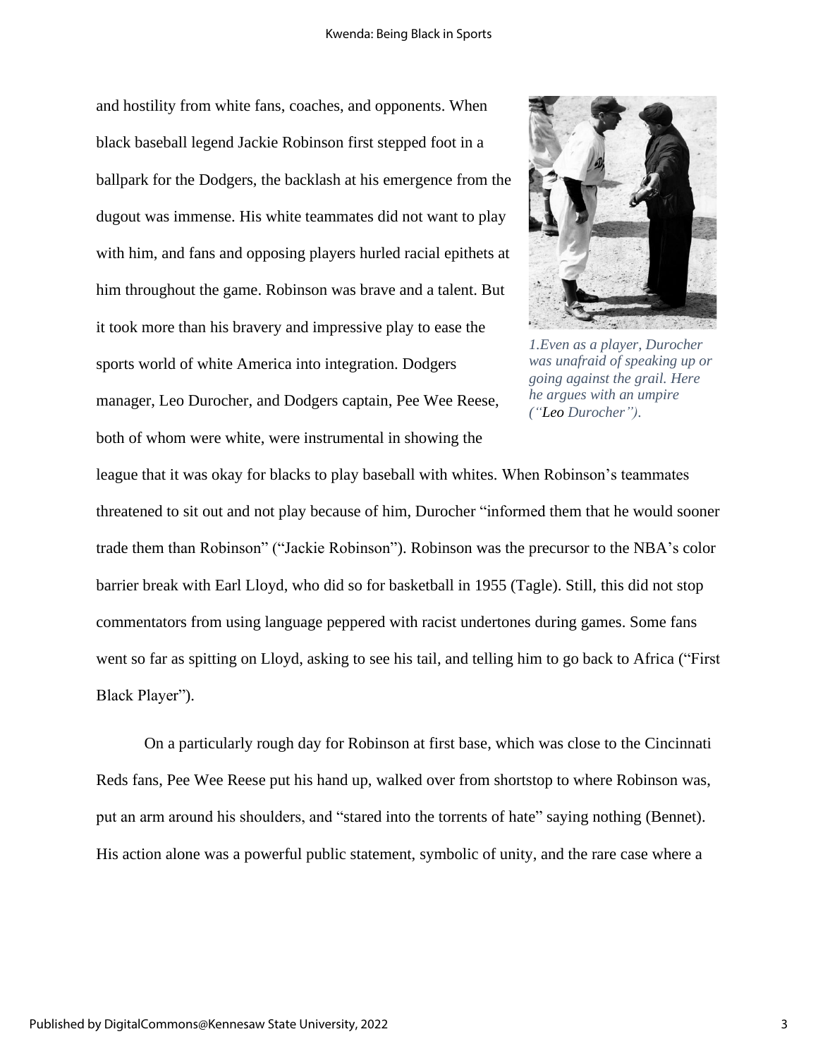and hostility from white fans, coaches, and opponents. When black baseball legend Jackie Robinson first stepped foot in a ballpark for the Dodgers, the backlash at his emergence from the dugout was immense. His white teammates did not want to play with him, and fans and opposing players hurled racial epithets at him throughout the game. Robinson was brave and a talent. But it took more than his bravery and impressive play to ease the sports world of white America into integration. Dodgers manager, Leo Durocher, and Dodgers captain, Pee Wee Reese, both of whom were white, were instrumental in showing the league that it was okay for blacks to play baseball with whites. When Robinson's teammates threatened to sit out and not play because of him, Durocher "informed them that he would sooner trade them than Robinson" ("Jackie Robinson"). Robinson was the precursor to the NBA's color barrier break with Earl Lloyd, who did so for basketball in 1955 (Tagle). Still, this did not stop commentators from using language peppered with racist undertones during games. Some fans went so far as spitting on Lloyd, asking to see his tail, and telling him to go back to Africa ("First Black Player").

*1.Even as a player, Durocher was unafraid of speaking up or going against the grail. Here he argues with an umpire ("Leo Durocher").*

On a particularly rough day for Robinson at first base, which was close to the Cincinnati Reds fans, Pee Wee Reese put his hand up, walked over from shortstop to where Robinson was, put an arm around his shoulders, and "stared into the torrents of hate" saying nothing (Bennet). His action alone was a powerful public statement, symbolic of unity, and the rare case where a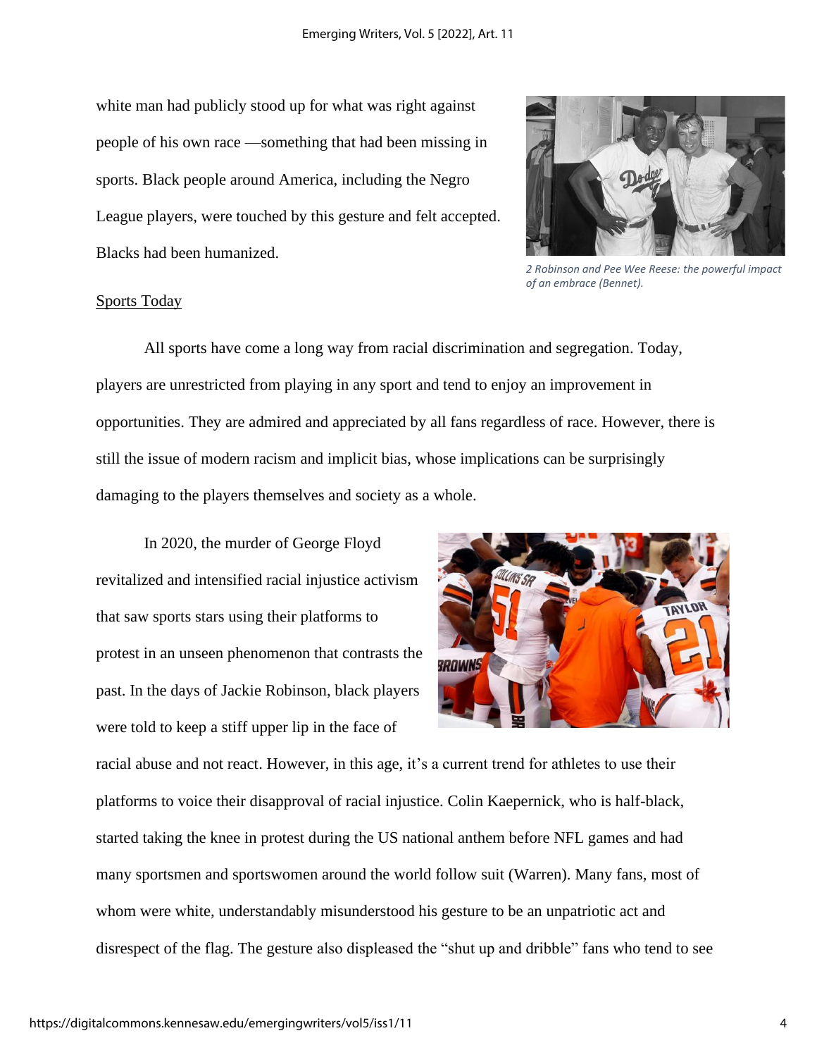white man had publicly stood up for what was right against people of his own race —something that had been missing in sports. Black people around America, including the Negro League players, were touched by this gesture and felt accepted. Blacks had been humanized.

*2 Robinson and Pee Wee Reese: the powerful impact of an embrace (Bennet).*

## Sports Today

All sports have come a long way from racial discrimination and segregation. Today, players are unrestricted from playing in any sport and tend to enjoy an improvement in opportunities. They are admired and appreciated by all fans regardless of race. However, there is still the issue of modern racism and implicit bias, whose implications can be surprisingly damaging to the players themselves and society as a whole.

In 2020, the murder of George Floyd revitalized and intensified racial injustice activism that saw sports stars using their platforms to protest in an unseen phenomenon that contrasts the past. In the days of Jackie Robinson, black players were told to keep a stiff upper lip in the face of racial abuse and not react. However, in this age, it's a current trend for athletes to use their platforms to voice their disapproval of racial injustice. Colin Kaepernick, who is half-black, started taking the knee in protest during the US national anthem before NFL games and had many sportsmen and sportswomen around the world follow suit (Warren). Many fans, most of whom were white, understandably misunderstood his gesture to be an unpatriotic act and disrespect of the flag. The gesture also displeased the "shut up and dribble" fans who tend to see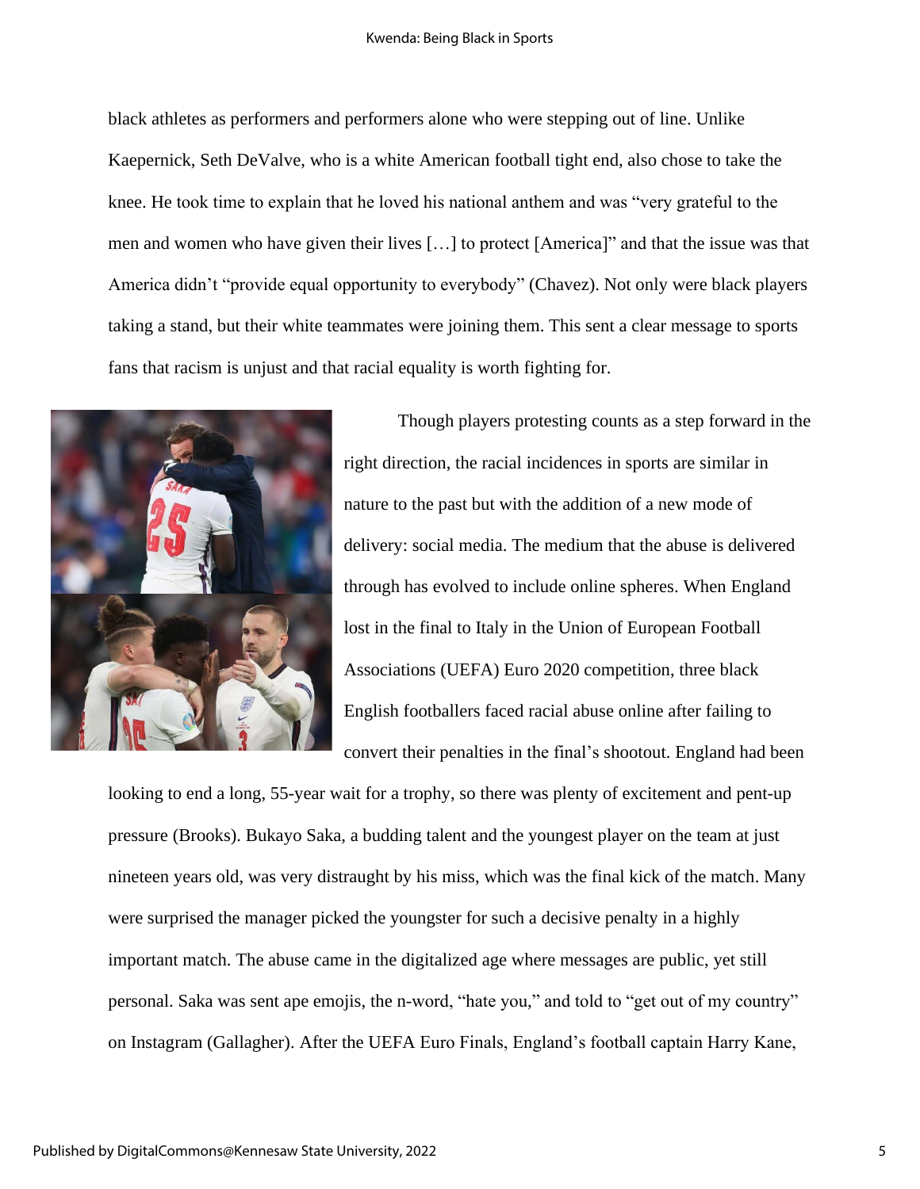black athletes as performers and performers alone who were stepping out of line. Unlike Kaepernick, Seth DeValve, who is a white American football tight end, also chose to take the knee. He took time to explain that he loved his national anthem and was "very grateful to the men and women who have given their lives […] to protect [America]" and that the issue was that America didn't "provide equal opportunity to everybody" (Chavez). Not only were black players taking a stand, but their white teammates were joining them. This sent a clear message to sports fans that racism is unjust and that racial equality is worth fighting for.

Though players protesting counts as a step forward in the right direction, the racial incidences in sports are similar in nature to the past but with the addition of a new mode of delivery: social media. The medium that the abuse is delivered through has evolved to include online spheres. When England lost in the final to Italy in the Union of European Football Associations (UEFA) Euro 2020 competition, three black English footballers faced racial abuse online after failing to convert their penalties in the final's shootout. England had been looking to end a long, 55-year wait for a trophy, so there was plenty of excitement and pent-up pressure (Brooks). Bukayo Saka, a budding talent and the youngest player on the team at just nineteen years old, was very distraught by his miss, which was the final kick of the match. Many were surprised the manager picked the youngster for such a decisive penalty in a highly important match. The abuse came in the digitalized age where messages are public, yet still personal. Saka was sent ape emojis, the n-word, "hate you," and told to "get out of my country" on Instagram (Gallagher). After the UEFA Euro Finals, England's football captain Harry Kane,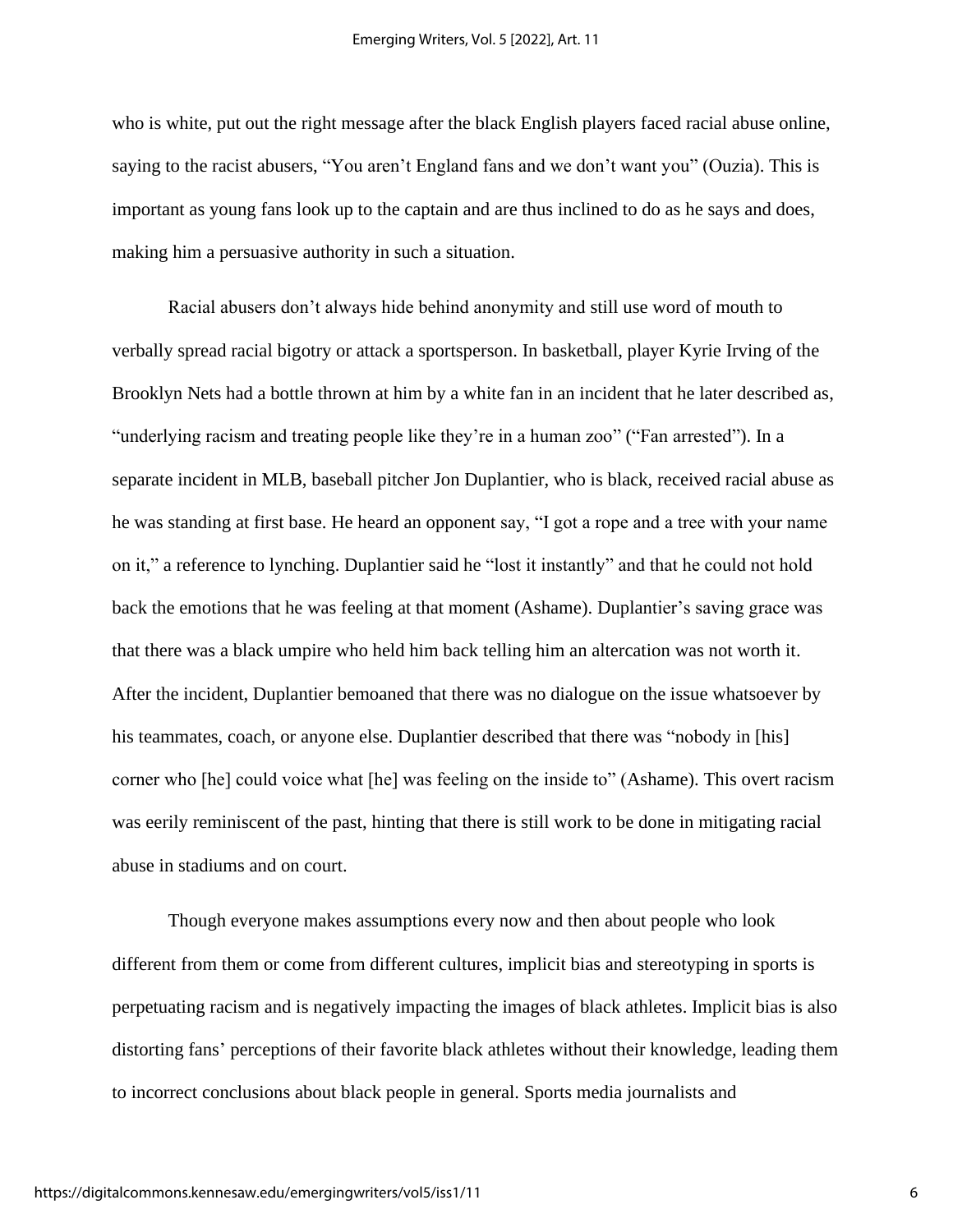who is white, put out the right message after the black English players faced racial abuse online, saying to the racist abusers, "You aren't England fans and we don't want you" (Ouzia). This is important as young fans look up to the captain and are thus inclined to do as he says and does, making him a persuasive authority in such a situation.

Racial abusers don't always hide behind anonymity and still use word of mouth to verbally spread racial bigotry or attack a sportsperson. In basketball, player Kyrie Irving of the Brooklyn Nets had a bottle thrown at him by a white fan in an incident that he later described as, "underlying racism and treating people like they're in a human zoo" ("Fan arrested"). In a separate incident in MLB, baseball pitcher Jon Duplantier, who is black, received racial abuse as he was standing at first base. He heard an opponent say, "I got a rope and a tree with your name on it," a reference to lynching. Duplantier said he "lost it instantly" and that he could not hold back the emotions that he was feeling at that moment (Ashame). Duplantier's saving grace was that there was a black umpire who held him back telling him an altercation was not worth it. After the incident, Duplantier bemoaned that there was no dialogue on the issue whatsoever by his teammates, coach, or anyone else. Duplantier described that there was "nobody in [his] corner who [he] could voice what [he] was feeling on the inside to" (Ashame). This overt racism was eerily reminiscent of the past, hinting that there is still work to be done in mitigating racial abuse in stadiums and on court.

Though everyone makes assumptions every now and then about people who look different from them or come from different cultures, implicit bias and stereotyping in sports is perpetuating racism and is negatively impacting the images of black athletes. Implicit bias is also distorting fans' perceptions of their favorite black athletes without their knowledge, leading them to incorrect conclusions about black people in general. Sports media journalists and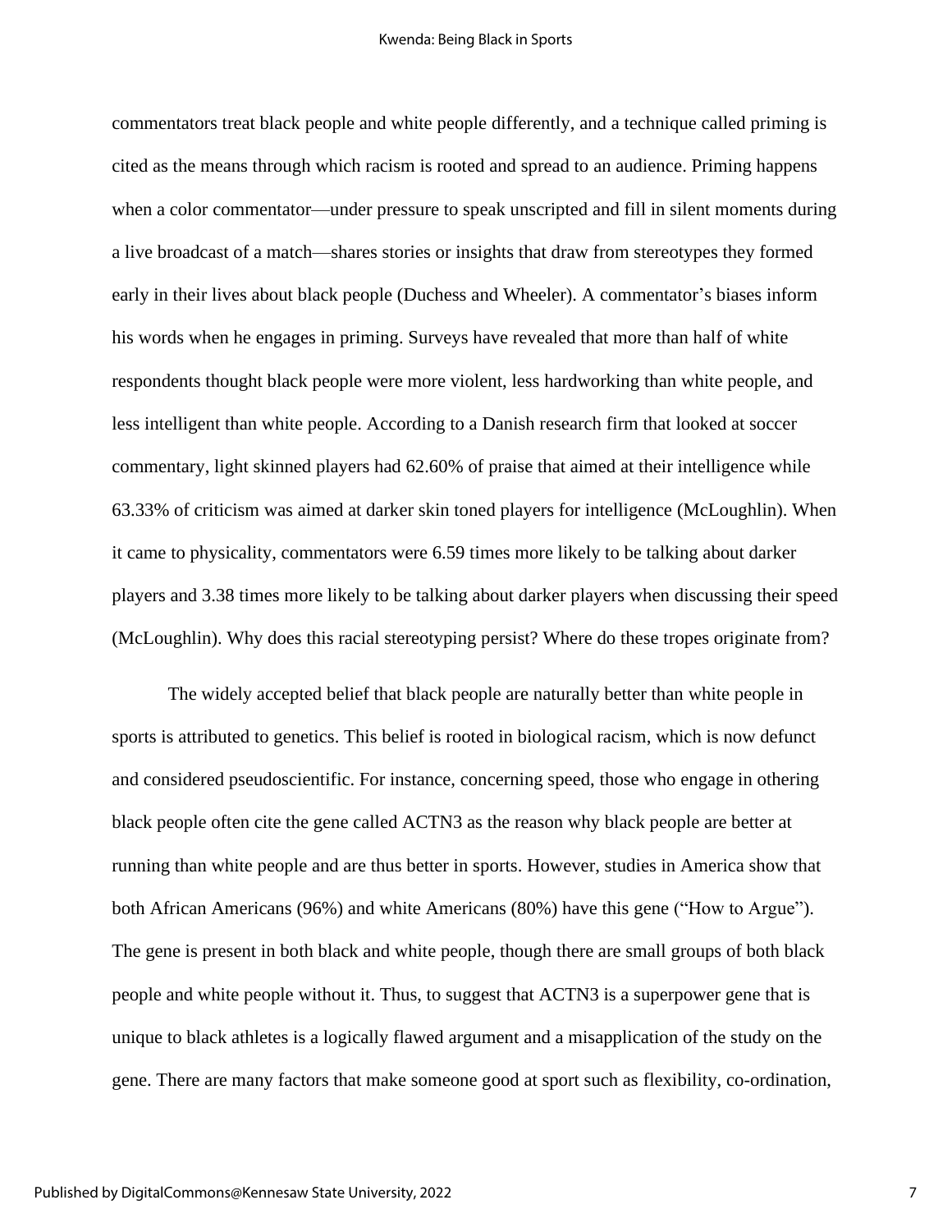commentators treat black people and white people differently, and a technique called priming is cited as the means through which racism is rooted and spread to an audience. Priming happens when a color commentator—under pressure to speak unscripted and fill in silent moments during a live broadcast of a match—shares stories or insights that draw from stereotypes they formed early in their lives about black people (Duchess and Wheeler). A commentator's biases inform his words when he engages in priming. Surveys have revealed that more than half of white respondents thought black people were more violent, less hardworking than white people, and less intelligent than white people. According to a Danish research firm that looked at soccer commentary, light skinned players had 62.60% of praise that aimed at their intelligence while 63.33% of criticism was aimed at darker skin toned players for intelligence (McLoughlin). When it came to physicality, commentators were 6.59 times more likely to be talking about darker players and 3.38 times more likely to be talking about darker players when discussing their speed (McLoughlin). Why does this racial stereotyping persist? Where do these tropes originate from?

The widely accepted belief that black people are naturally better than white people in sports is attributed to genetics. This belief is rooted in biological racism, which is now defunct and considered pseudoscientific. For instance, concerning speed, those who engage in othering black people often cite the gene called ACTN3 as the reason why black people are better at running than white people and are thus better in sports. However, studies in America show that both African Americans (96%) and white Americans (80%) have this gene ("How to Argue"). The gene is present in both black and white people, though there are small groups of both black people and white people without it. Thus, to suggest that ACTN3 is a superpower gene that is unique to black athletes is a logically flawed argument and a misapplication of the study on the gene. There are many factors that make someone good at sport such as flexibility, co-ordination,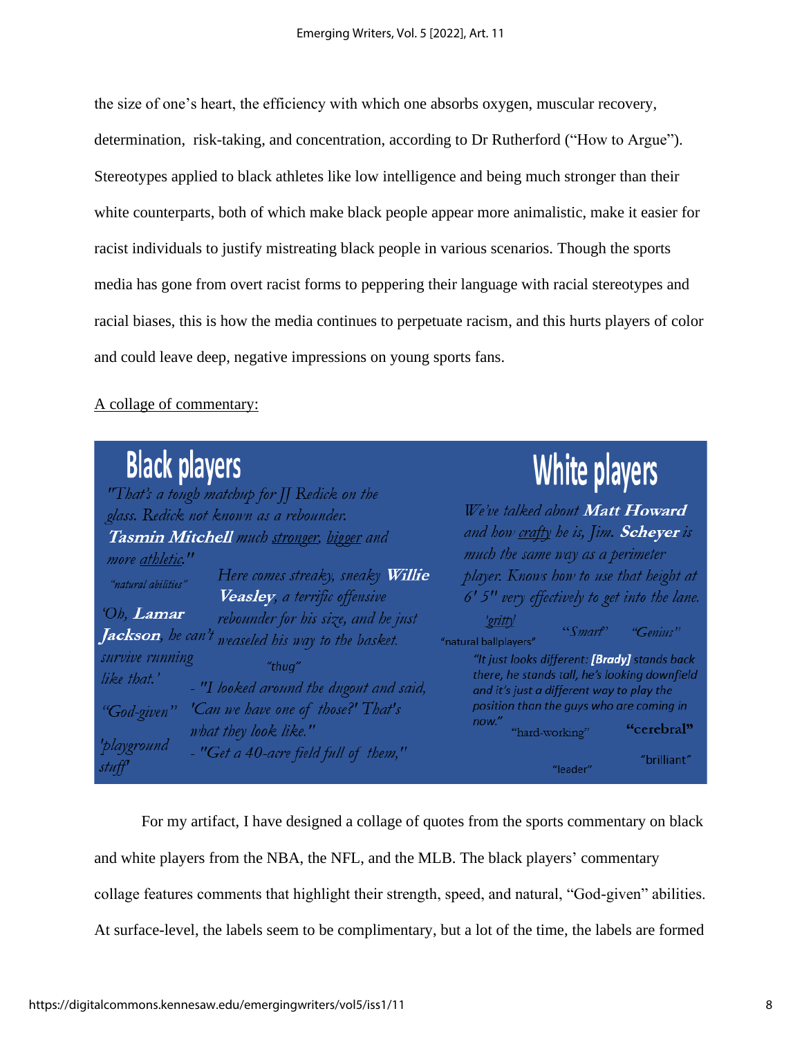the size of one's heart, the efficiency with which one absorbs oxygen, muscular recovery, determination, risk-taking, and concentration, according to Dr Rutherford ("How to Argue"). Stereotypes applied to black athletes like low intelligence and being much stronger than their white counterparts, both of which make black people appear more animalistic, make it easier for racist individuals to justify mistreating black people in various scenarios. Though the sports media has gone from overt racist forms to peppering their language with racial stereotypes and racial biases, this is how the media continues to perpetuate racism, and this hurts players of color and could leave deep, negative impressions on young sports fans.

A collage of commentary:

**Black players**

*"That's a tough matchup for JJ Redick on the glass. Redick not known as a rebounder. **Tasmin Mitchell** much stronger, bigger and more athletic."*

*"natural abilities"*

*Here comes streaky, sneaky **Willie Veasley**, a terrific offensive rebounder for his size, and he just weaseled his way to the basket.*

*'Oh, **Lamar Jackson**, he can't survive running like that.'*

*"thug"*

*- "I looked around the dugout and said, 'Can we have one of those?' That's what they look like."*

*"God-given"*

*'playground stuff'*

*- "Get a 40-acre field full of them,"*

**White players**

*We've talked about **Matt Howard** and how crafty he is, Jim. **Scheyer** is much the same way as a perimeter player. Knows how to use that height at 6' 5" very effectively to get into the lane.*

*'gritty'*

"natural ballplayers"

*"Smart"*

*"Genius"*

*"It just looks different: **[Brady]** stands back there, he stands tall, he's looking downfield and it's just a different way to play the position than the guys who are coming in now."*

"hard-working"

**"cerebral"**

"brilliant"

"leader"

For my artifact, I have designed a collage of quotes from the sports commentary on black and white players from the NBA, the NFL, and the MLB. The black players' commentary collage features comments that highlight their strength, speed, and natural, "God-given" abilities. At surface-level, the labels seem to be complimentary, but a lot of the time, the labels are formed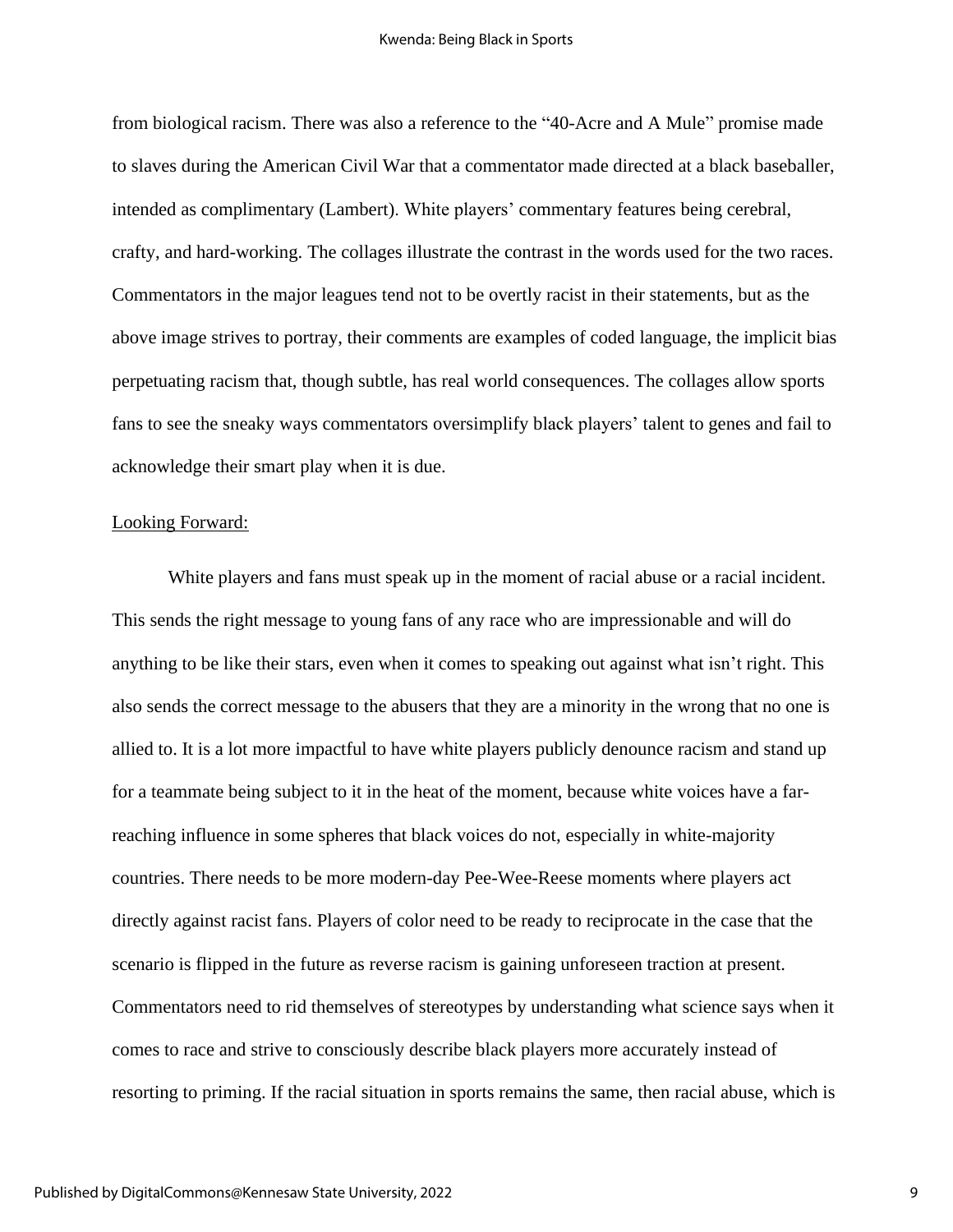from biological racism. There was also a reference to the "40-Acre and A Mule" promise made to slaves during the American Civil War that a commentator made directed at a black baseballer, intended as complimentary (Lambert). White players' commentary features being cerebral, crafty, and hard-working. The collages illustrate the contrast in the words used for the two races. Commentators in the major leagues tend not to be overtly racist in their statements, but as the above image strives to portray, their comments are examples of coded language, the implicit bias perpetuating racism that, though subtle, has real world consequences. The collages allow sports fans to see the sneaky ways commentators oversimplify black players' talent to genes and fail to acknowledge their smart play when it is due.

<u>Looking Forward:</u>

White players and fans must speak up in the moment of racial abuse or a racial incident. This sends the right message to young fans of any race who are impressionable and will do anything to be like their stars, even when it comes to speaking out against what isn't right. This also sends the correct message to the abusers that they are a minority in the wrong that no one is allied to. It is a lot more impactful to have white players publicly denounce racism and stand up for a teammate being subject to it in the heat of the moment, because white voices have a far-reaching influence in some spheres that black voices do not, especially in white-majority countries. There needs to be more modern-day Pee-Wee-Reese moments where players act directly against racist fans. Players of color need to be ready to reciprocate in the case that the scenario is flipped in the future as reverse racism is gaining unforeseen traction at present. Commentators need to rid themselves of stereotypes by understanding what science says when it comes to race and strive to consciously describe black players more accurately instead of resorting to priming. If the racial situation in sports remains the same, then racial abuse, which is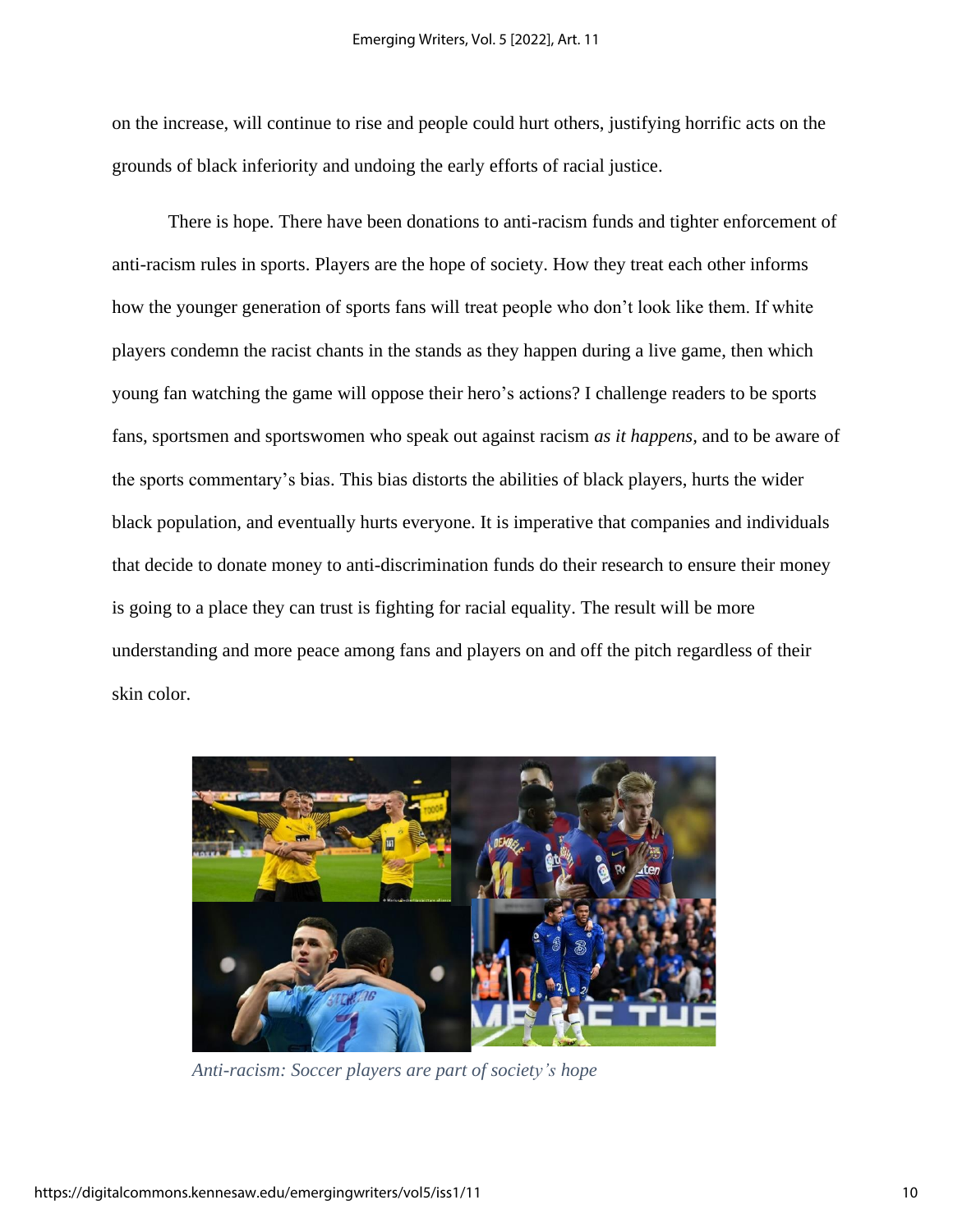on the increase, will continue to rise and people could hurt others, justifying horrific acts on the grounds of black inferiority and undoing the early efforts of racial justice.

There is hope. There have been donations to anti-racism funds and tighter enforcement of anti-racism rules in sports. Players are the hope of society. How they treat each other informs how the younger generation of sports fans will treat people who don't look like them. If white players condemn the racist chants in the stands as they happen during a live game, then which young fan watching the game will oppose their hero's actions? I challenge readers to be sports fans, sportsmen and sportswomen who speak out against racism *as it happens,* and to be aware of the sports commentary's bias. This bias distorts the abilities of black players, hurts the wider black population, and eventually hurts everyone. It is imperative that companies and individuals that decide to donate money to anti-discrimination funds do their research to ensure their money is going to a place they can trust is fighting for racial equality. The result will be more understanding and more peace among fans and players on and off the pitch regardless of their skin color.

*Anti-racism: Soccer players are part of society's hope*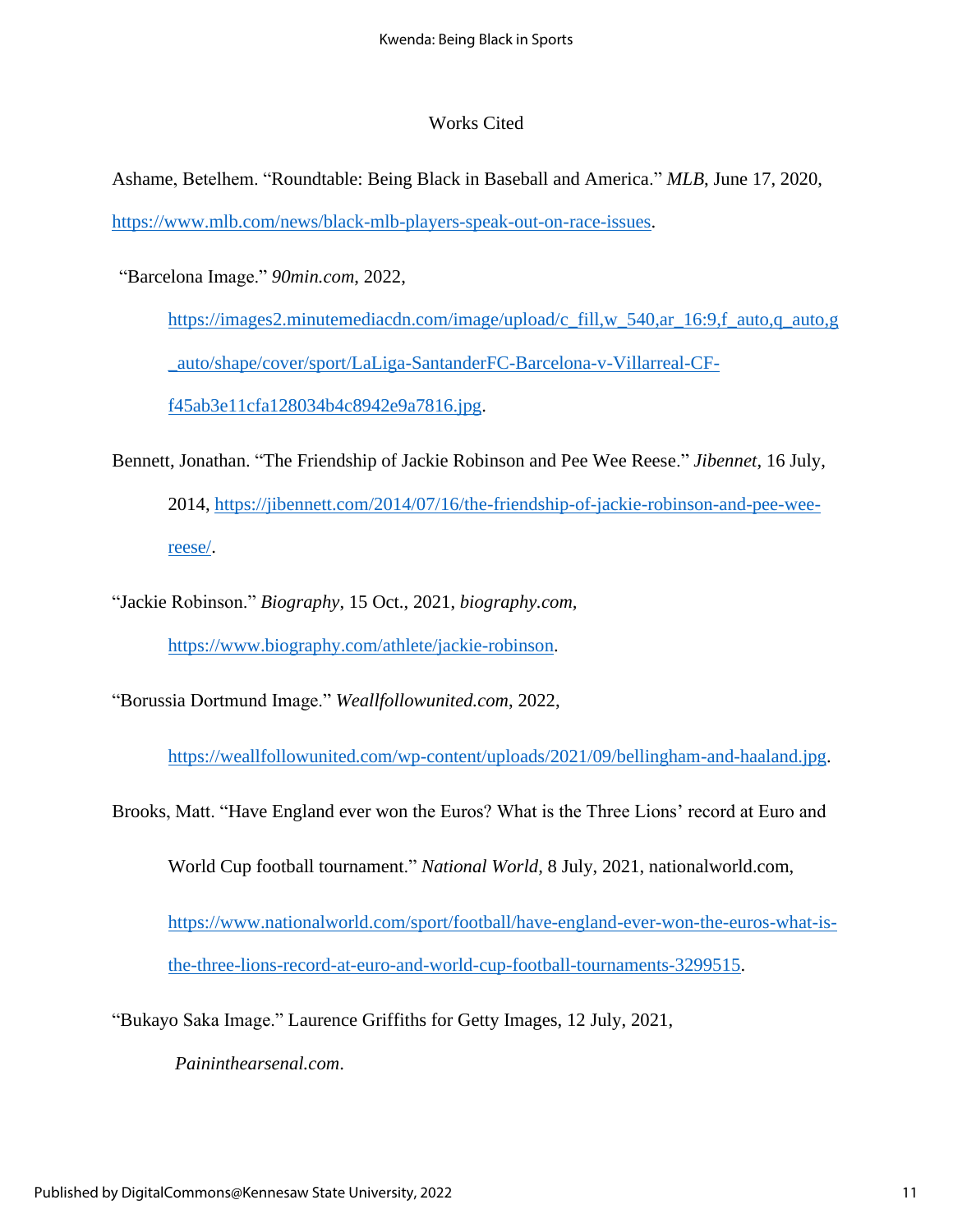# Works Cited

Ashame, Betelhem. "Roundtable: Being Black in Baseball and America." *MLB*, June 17, 2020, https://www.mlb.com/news/black-mlb-players-speak-out-on-race-issues.

"Barcelona Image." *90min.com*, 2022, https://images2.minutemediacdn.com/image/upload/c_fill,w_540,ar_16:9,f_auto,q_auto,g_auto/shape/cover/sport/LaLiga-SantanderFC-Barcelona-v-Villarreal-CF-f45ab3e11cfa128034b4c8942e9a7816.jpg.

Bennett, Jonathan. "The Friendship of Jackie Robinson and Pee Wee Reese." *Jibennet*, 16 July, 2014, https://jibennett.com/2014/07/16/the-friendship-of-jackie-robinson-and-pee-wee-reese/.

"Jackie Robinson." *Biography*, 15 Oct., 2021, *biography.com*, https://www.biography.com/athlete/jackie-robinson.

"Borussia Dortmund Image." *Weallfollowunited.com*, 2022, https://weallfollowunited.com/wp-content/uploads/2021/09/bellingham-and-haaland.jpg.

Brooks, Matt. "Have England ever won the Euros? What is the Three Lions' record at Euro and World Cup football tournament." *National World*, 8 July, 2021, nationalworld.com, https://www.nationalworld.com/sport/football/have-england-ever-won-the-euros-what-is-the-three-lions-record-at-euro-and-world-cup-football-tournaments-3299515.

"Bukayo Saka Image." Laurence Griffiths for Getty Images, 12 July, 2021, *Paininthearsenal.com*.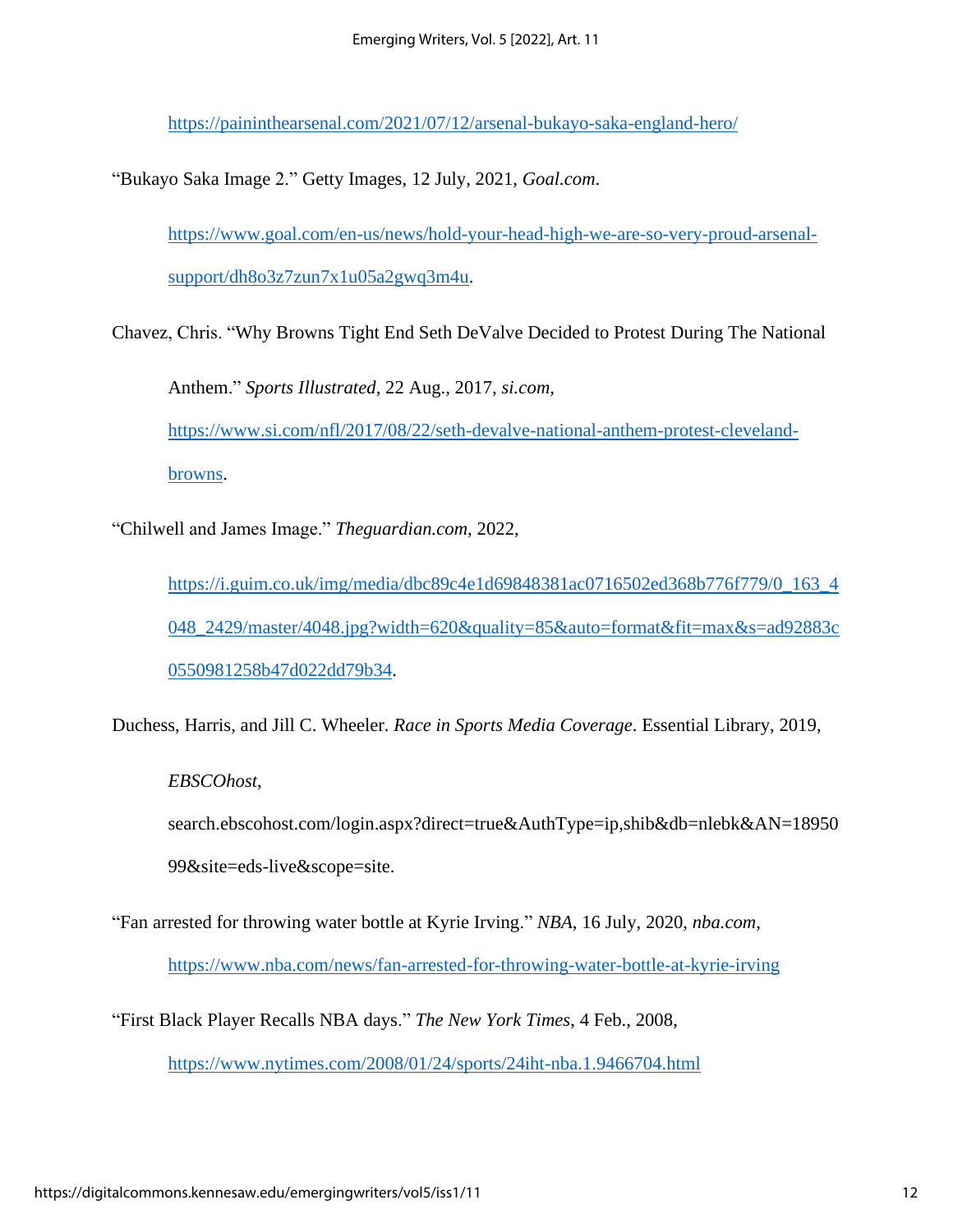https://paininthearsenal.com/2021/07/12/arsenal-bukayo-saka-england-hero/

"Bukayo Saka Image 2." Getty Images, 12 July, 2021, *Goal.com*. https://www.goal.com/en-us/news/hold-your-head-high-we-are-so-very-proud-arsenal-support/dh8o3z7zun7x1u05a2gwq3m4u.

Chavez, Chris. "Why Browns Tight End Seth DeValve Decided to Protest During The National Anthem." *Sports Illustrated*, 22 Aug., 2017, *si.com*, https://www.si.com/nfl/2017/08/22/seth-devalve-national-anthem-protest-cleveland-browns.

"Chilwell and James Image." *Theguardian.com*, 2022, https://i.guim.co.uk/img/media/dbc89c4e1d69848381ac0716502ed368b776f779/0_163_4048_2429/master/4048.jpg?width=620&quality=85&auto=format&fit=max&s=ad92883c0550981258b47d022dd79b34.

Duchess, Harris, and Jill C. Wheeler. *Race in Sports Media Coverage*. Essential Library, 2019, *EBSCOhost*, search.ebscohost.com/login.aspx?direct=true&AuthType=ip,shib&db=nlebk&AN=1895099&site=eds-live&scope=site.

"Fan arrested for throwing water bottle at Kyrie Irving." *NBA*, 16 July, 2020, *nba.com*, https://www.nba.com/news/fan-arrested-for-throwing-water-bottle-at-kyrie-irving

"First Black Player Recalls NBA days." *The New York Times*, 4 Feb., 2008, https://www.nytimes.com/2008/01/24/sports/24iht-nba.1.9466704.html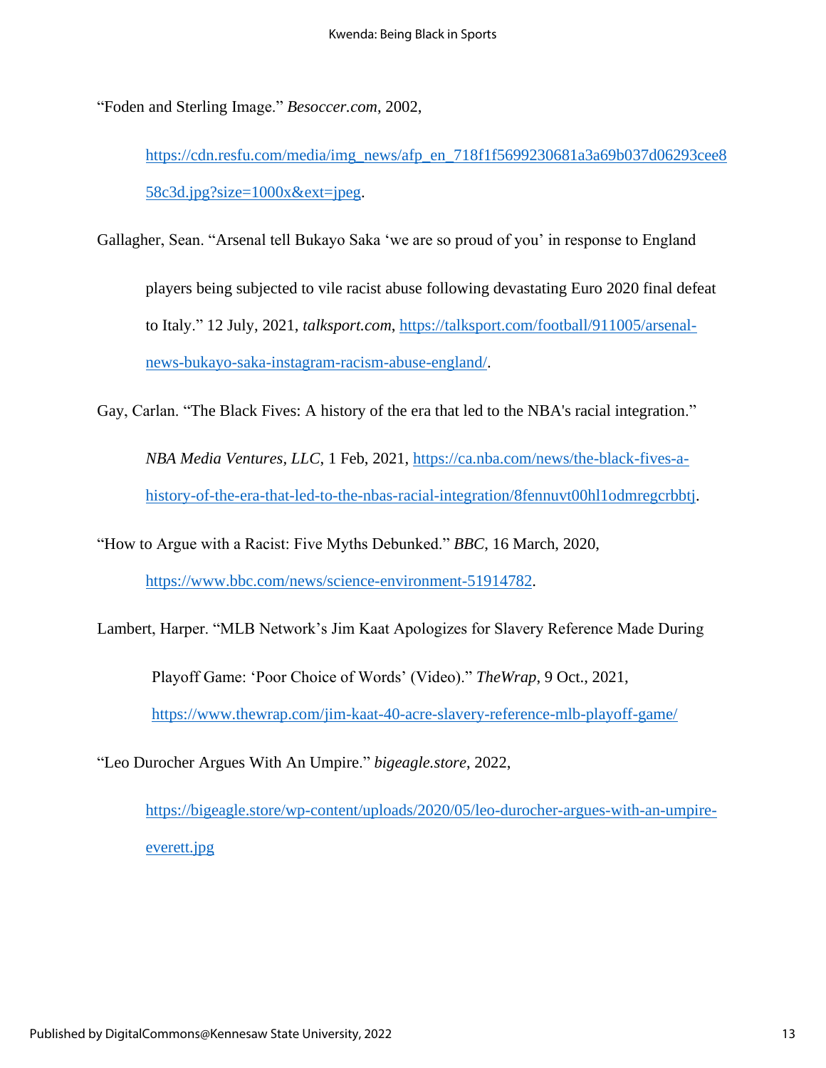“Foden and Sterling Image.” *Besoccer.com*, 2002, https://cdn.resfu.com/media/img_news/afp_en_718f1f5699230681a3a69b037d06293cee858c3d.jpg?size=1000x&ext=jpeg.

Gallagher, Sean. “Arsenal tell Bukayo Saka ‘we are so proud of you’ in response to England players being subjected to vile racist abuse following devastating Euro 2020 final defeat to Italy.” 12 July, 2021, *talksport.com*, https://talksport.com/football/911005/arsenal-news-bukayo-saka-instagram-racism-abuse-england/.

Gay, Carlan. “The Black Fives: A history of the era that led to the NBA's racial integration.” *NBA Media Ventures, LLC*, 1 Feb, 2021, https://ca.nba.com/news/the-black-fives-a-history-of-the-era-that-led-to-the-nbas-racial-integration/8fennuvt00hl1odmregcrbbtj.

“How to Argue with a Racist: Five Myths Debunked.” *BBC*, 16 March, 2020, https://www.bbc.com/news/science-environment-51914782.

Lambert, Harper. “MLB Network’s Jim Kaat Apologizes for Slavery Reference Made During Playoff Game: ‘Poor Choice of Words’ (Video).” *TheWrap*, 9 Oct., 2021, https://www.thewrap.com/jim-kaat-40-acre-slavery-reference-mlb-playoff-game/

“Leo Durocher Argues With An Umpire.” *bigeagle.store*, 2022, https://bigeagle.store/wp-content/uploads/2020/05/leo-durocher-argues-with-an-umpire-everett.jpg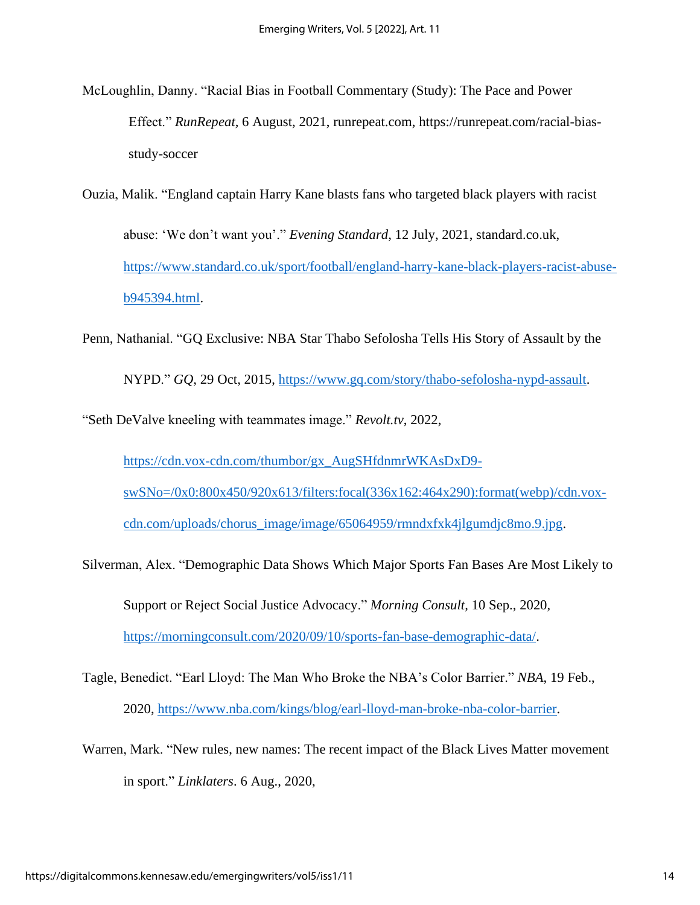McLoughlin, Danny. “Racial Bias in Football Commentary (Study): The Pace and Power Effect.” *RunRepeat*, 6 August, 2021, runrepeat.com, https://runrepeat.com/racial-bias-study-soccer

Ouzia, Malik. “England captain Harry Kane blasts fans who targeted black players with racist abuse: ‘We don’t want you’.” *Evening Standard*, 12 July, 2021, standard.co.uk, https://www.standard.co.uk/sport/football/england-harry-kane-black-players-racist-abuse-b945394.html.

Penn, Nathanial. “GQ Exclusive: NBA Star Thabo Sefolosha Tells His Story of Assault by the NYPD.” *GQ*, 29 Oct, 2015, https://www.gq.com/story/thabo-sefolosha-nypd-assault.

“Seth DeValve kneeling with teammates image.” *Revolt.tv*, 2022, https://cdn.vox-cdn.com/thumbor/gx_AugSHfdnmrWKAsDxD9-swSNo=/0x0:800x450/920x613/filters:focal(336x162:464x290):format(webp)/cdn.vox-cdn.com/uploads/chorus_image/image/65064959/rmndxfxk4jlgumdjc8mo.9.jpg.

Silverman, Alex. “Demographic Data Shows Which Major Sports Fan Bases Are Most Likely to Support or Reject Social Justice Advocacy.” *Morning Consult*, 10 Sep., 2020, https://morningconsult.com/2020/09/10/sports-fan-base-demographic-data/.

Tagle, Benedict. “Earl Lloyd: The Man Who Broke the NBA’s Color Barrier.” *NBA*, 19 Feb., 2020, https://www.nba.com/kings/blog/earl-lloyd-man-broke-nba-color-barrier.

Warren, Mark. “New rules, new names: The recent impact of the Black Lives Matter movement in sport.” *Linklaters*. 6 Aug., 2020,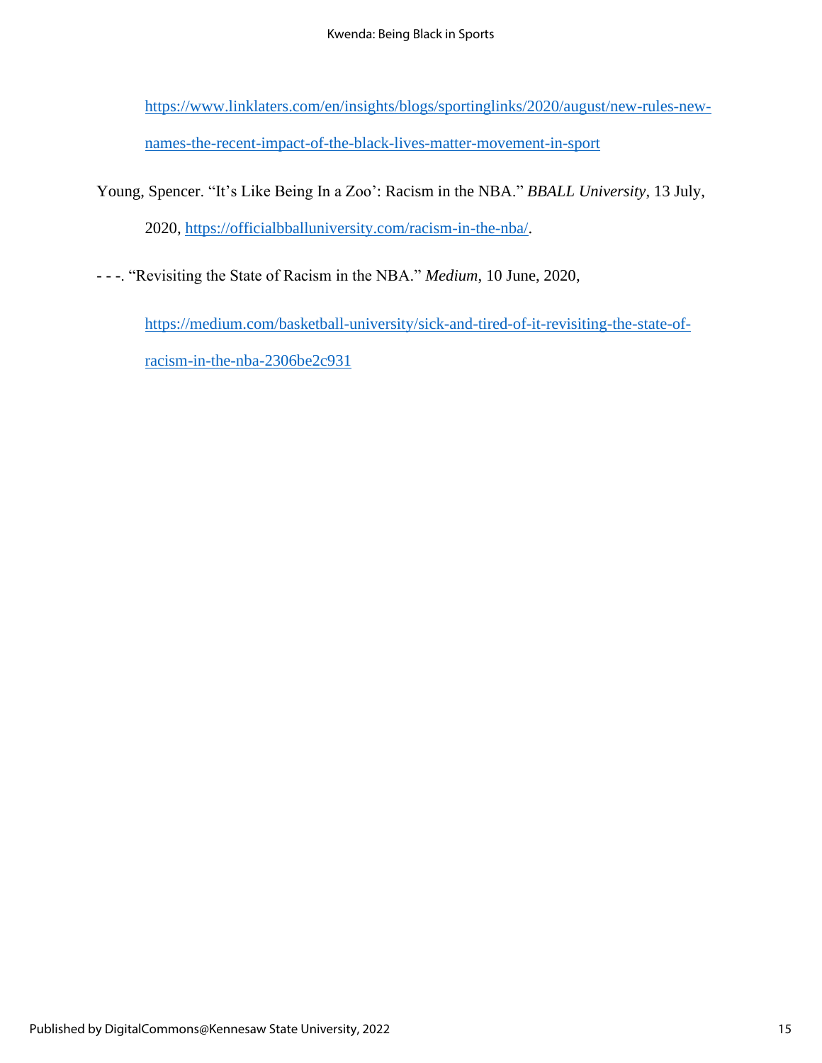https://www.linklaters.com/en/insights/blogs/sportinglinks/2020/august/new-rules-new-names-the-recent-impact-of-the-black-lives-matter-movement-in-sport

Young, Spencer. "'It's Like Being In a Zoo': Racism in the NBA." *BBALL University*, 13 July, 2020, https://officialbballuniversity.com/racism-in-the-nba/.

- - -. "Revisiting the State of Racism in the NBA." *Medium*, 10 June, 2020, https://medium.com/basketball-university/sick-and-tired-of-it-revisiting-the-state-of-racism-in-the-nba-2306be2c931